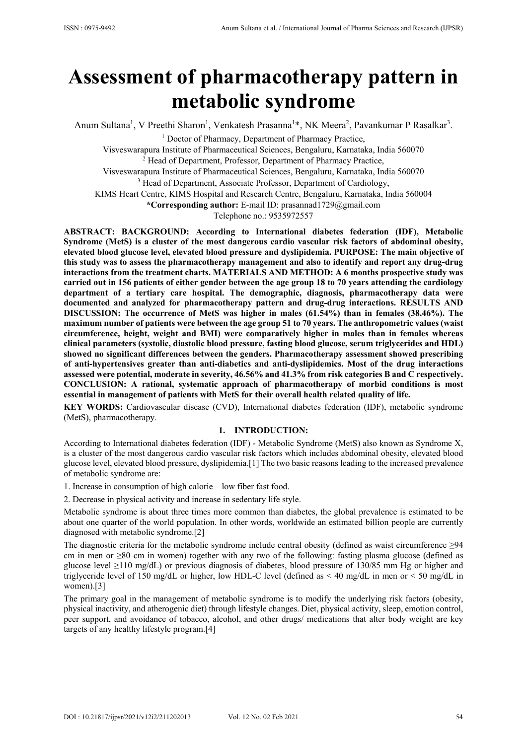# Assessment of pharmacotherapy pattern in metabolic syndrome

Anum Sultana[1], V Preethi Sharon[1], Venkatesh Prasanna[1]*, NK Meera[2], Pavankumar P Rasalkar[3].

[1] Doctor of Pharmacy, Department of Pharmacy Practice,
Visveswarapura Institute of Pharmaceutical Sciences, Bengaluru, Karnataka, India 560070

[2] Head of Department, Professor, Department of Pharmacy Practice,
Visveswarapura Institute of Pharmaceutical Sciences, Bengaluru, Karnataka, India 560070

[3] Head of Department, Associate Professor, Department of Cardiology,
KIMS Heart Centre, KIMS Hospital and Research Centre, Bengaluru, Karnataka, India 560004

**\*Corresponding author:** E-mail ID: prasannad1729@gmail.com
Telephone no.: 9535972557

**ABSTRACT: BACKGROUND: According to International diabetes federation (IDF), Metabolic Syndrome (MetS) is a cluster of the most dangerous cardio vascular risk factors of abdominal obesity, elevated blood glucose level, elevated blood pressure and dyslipidemia. PURPOSE: The main objective of this study was to assess the pharmacotherapy management and also to identify and report any drug-drug interactions from the treatment charts. MATERIALS AND METHOD: A 6 months prospective study was carried out in 156 patients of either gender between the age group 18 to 70 years attending the cardiology department of a tertiary care hospital. The demographic, diagnosis, pharmacotherapy data were documented and analyzed for pharmacotherapy pattern and drug-drug interactions. RESULTS AND DISCUSSION: The occurrence of MetS was higher in males (61.54%) than in females (38.46%). The maximum number of patients were between the age group 51 to 70 years. The anthropometric values (waist circumference, height, weight and BMI) were comparatively higher in males than in females whereas clinical parameters (systolic, diastolic blood pressure, fasting blood glucose, serum triglycerides and HDL) showed no significant differences between the genders. Pharmacotherapy assessment showed prescribing of anti-hypertensives greater than anti-diabetics and anti-dyslipidemics. Most of the drug interactions assessed were potential, moderate in severity, 46.56% and 41.3% from risk categories B and C respectively. CONCLUSION: A rational, systematic approach of pharmacotherapy of morbid conditions is most essential in management of patients with MetS for their overall health related quality of life.**

**KEY WORDS:** Cardiovascular disease (CVD), International diabetes federation (IDF), metabolic syndrome (MetS), pharmacotherapy.

## 1. INTRODUCTION:

According to International diabetes federation (IDF) - Metabolic Syndrome (MetS) also known as Syndrome X, is a cluster of the most dangerous cardio vascular risk factors which includes abdominal obesity, elevated blood glucose level, elevated blood pressure, dyslipidemia.[1] The two basic reasons leading to the increased prevalence of metabolic syndrome are:

1. Increase in consumption of high calorie – low fiber fast food.
2. Decrease in physical activity and increase in sedentary life style.

Metabolic syndrome is about three times more common than diabetes, the global prevalence is estimated to be about one quarter of the world population. In other words, worldwide an estimated billion people are currently diagnosed with metabolic syndrome.[2]

The diagnostic criteria for the metabolic syndrome include central obesity (defined as waist circumference ≥94 cm in men or ≥80 cm in women) together with any two of the following: fasting plasma glucose (defined as glucose level ≥110 mg/dL) or previous diagnosis of diabetes, blood pressure of 130/85 mm Hg or higher and triglyceride level of 150 mg/dL or higher, low HDL-C level (defined as < 40 mg/dL in men or < 50 mg/dL in women).[3]

The primary goal in the management of metabolic syndrome is to modify the underlying risk factors (obesity, physical inactivity, and atherogenic diet) through lifestyle changes. Diet, physical activity, sleep, emotion control, peer support, and avoidance of tobacco, alcohol, and other drugs/ medications that alter body weight are key targets of any healthy lifestyle program.[4]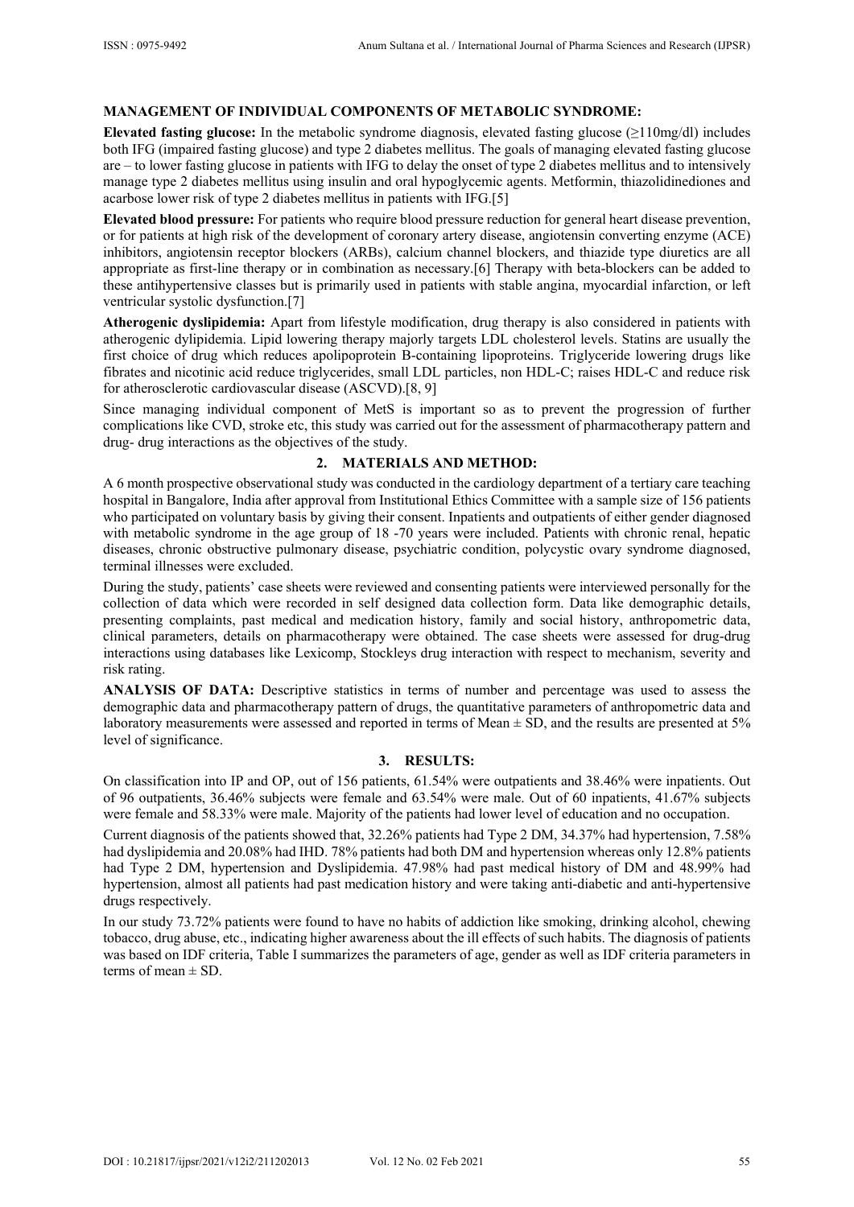## MANAGEMENT OF INDIVIDUAL COMPONENTS OF METABOLIC SYNDROME:

**Elevated fasting glucose:** In the metabolic syndrome diagnosis, elevated fasting glucose (≥110mg/dl) includes both IFG (impaired fasting glucose) and type 2 diabetes mellitus. The goals of managing elevated fasting glucose are – to lower fasting glucose in patients with IFG to delay the onset of type 2 diabetes mellitus and to intensively manage type 2 diabetes mellitus using insulin and oral hypoglycemic agents. Metformin, thiazolidinediones and acarbose lower risk of type 2 diabetes mellitus in patients with IFG.[5]

**Elevated blood pressure:** For patients who require blood pressure reduction for general heart disease prevention, or for patients at high risk of the development of coronary artery disease, angiotensin converting enzyme (ACE) inhibitors, angiotensin receptor blockers (ARBs), calcium channel blockers, and thiazide type diuretics are all appropriate as first-line therapy or in combination as necessary.[6] Therapy with beta-blockers can be added to these antihypertensive classes but is primarily used in patients with stable angina, myocardial infarction, or left ventricular systolic dysfunction.[7]

**Atherogenic dyslipidemia:** Apart from lifestyle modification, drug therapy is also considered in patients with atherogenic dylipidemia. Lipid lowering therapy majorly targets LDL cholesterol levels. Statins are usually the first choice of drug which reduces apolipoprotein B-containing lipoproteins. Triglyceride lowering drugs like fibrates and nicotinic acid reduce triglycerides, small LDL particles, non HDL-C; raises HDL-C and reduce risk for atherosclerotic cardiovascular disease (ASCVD).[8, 9]

Since managing individual component of MetS is important so as to prevent the progression of further complications like CVD, stroke etc, this study was carried out for the assessment of pharmacotherapy pattern and drug- drug interactions as the objectives of the study.

## 2. MATERIALS AND METHOD:

A 6 month prospective observational study was conducted in the cardiology department of a tertiary care teaching hospital in Bangalore, India after approval from Institutional Ethics Committee with a sample size of 156 patients who participated on voluntary basis by giving their consent. Inpatients and outpatients of either gender diagnosed with metabolic syndrome in the age group of 18 -70 years were included. Patients with chronic renal, hepatic diseases, chronic obstructive pulmonary disease, psychiatric condition, polycystic ovary syndrome diagnosed, terminal illnesses were excluded.

During the study, patients' case sheets were reviewed and consenting patients were interviewed personally for the collection of data which were recorded in self designed data collection form. Data like demographic details, presenting complaints, past medical and medication history, family and social history, anthropometric data, clinical parameters, details on pharmacotherapy were obtained. The case sheets were assessed for drug-drug interactions using databases like Lexicomp, Stockleys drug interaction with respect to mechanism, severity and risk rating.

**ANALYSIS OF DATA:** Descriptive statistics in terms of number and percentage was used to assess the demographic data and pharmacotherapy pattern of drugs, the quantitative parameters of anthropometric data and laboratory measurements were assessed and reported in terms of Mean ± SD, and the results are presented at 5% level of significance.

## 3. RESULTS:

On classification into IP and OP, out of 156 patients, 61.54% were outpatients and 38.46% were inpatients. Out of 96 outpatients, 36.46% subjects were female and 63.54% were male. Out of 60 inpatients, 41.67% subjects were female and 58.33% were male. Majority of the patients had lower level of education and no occupation.

Current diagnosis of the patients showed that, 32.26% patients had Type 2 DM, 34.37% had hypertension, 7.58% had dyslipidemia and 20.08% had IHD. 78% patients had both DM and hypertension whereas only 12.8% patients had Type 2 DM, hypertension and Dyslipidemia. 47.98% had past medical history of DM and 48.99% had hypertension, almost all patients had past medication history and were taking anti-diabetic and anti-hypertensive drugs respectively.

In our study 73.72% patients were found to have no habits of addiction like smoking, drinking alcohol, chewing tobacco, drug abuse, etc., indicating higher awareness about the ill effects of such habits. The diagnosis of patients was based on IDF criteria, Table I summarizes the parameters of age, gender as well as IDF criteria parameters in terms of mean ± SD.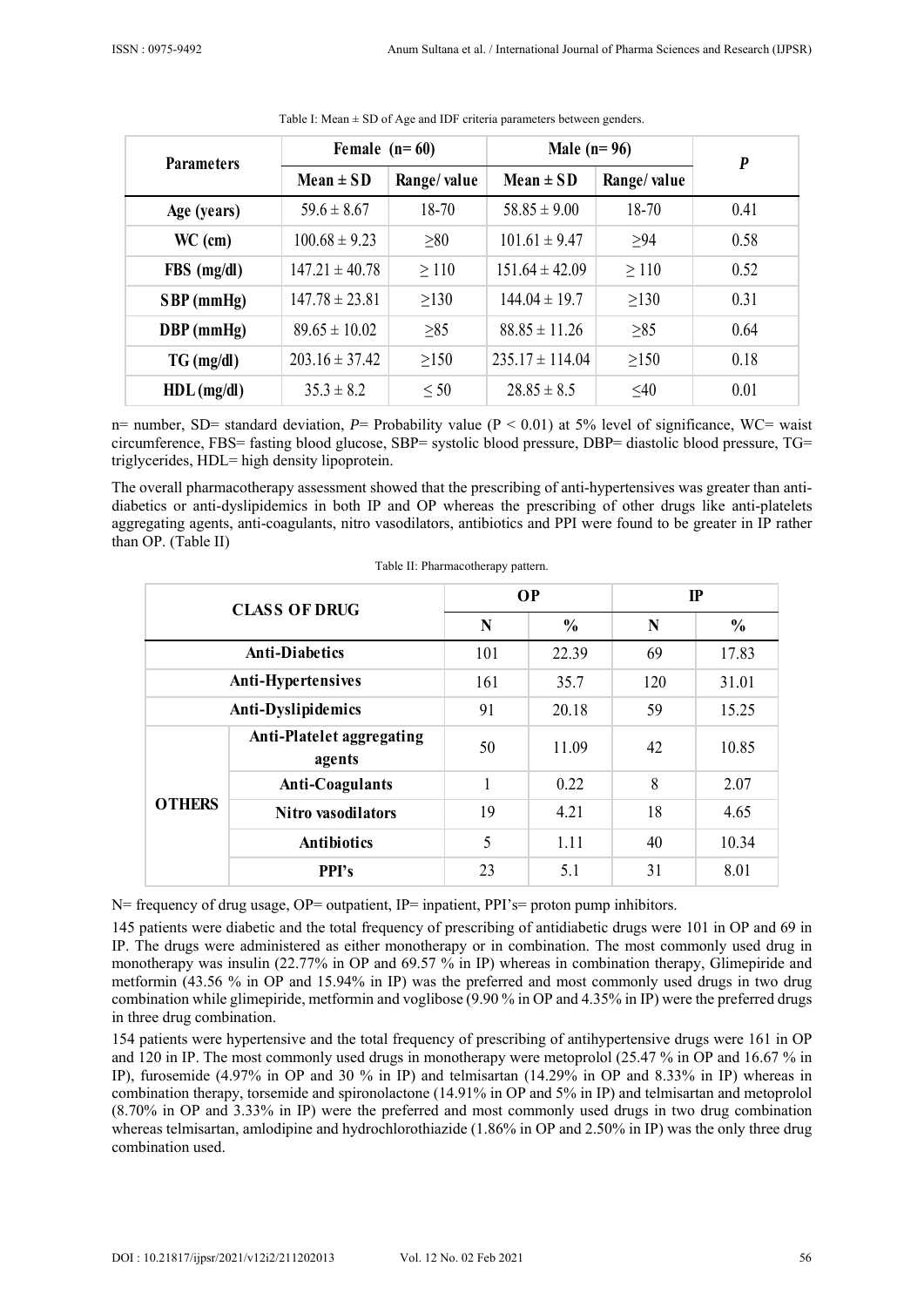Table I: Mean ± SD of Age and IDF criteria parameters between genders.

| Parameters | Female (n= 60) | | Male (n= 96) | | *P* |
|---|---|---|---|---|---|
| | Mean ± SD | Range/ value | Mean ± SD | Range/ value | |
| Age (years) | 59.6 ± 8.67 | 18-70 | 58.85 ± 9.00 | 18-70 | 0.41 |
| WC (cm) | 100.68 ± 9.23 | ≥80 | 101.61 ± 9.47 | ≥94 | 0.58 |
| FBS (mg/dl) | 147.21 ± 40.78 | ≥ 110 | 151.64 ± 42.09 | ≥ 110 | 0.52 |
| SBP (mmHg) | 147.78 ± 23.81 | ≥130 | 144.04 ± 19.7 | ≥130 | 0.31 |
| DBP (mmHg) | 89.65 ± 10.02 | ≥85 | 88.85 ± 11.26 | ≥85 | 0.64 |
| TG (mg/dl) | 203.16 ± 37.42 | ≥150 | 235.17 ± 114.04 | ≥150 | 0.18 |
| HDL (mg/dl) | 35.3 ± 8.2 | ≤ 50 | 28.85 ± 8.5 | ≤40 | 0.01 |

n= number, SD= standard deviation, *P*= Probability value ($P < 0.01$) at 5% level of significance, WC= waist circumference, FBS= fasting blood glucose, SBP= systolic blood pressure, DBP= diastolic blood pressure, TG= triglycerides, HDL= high density lipoprotein.

The overall pharmacotherapy assessment showed that the prescribing of anti-hypertensives was greater than anti-diabetics or anti-dyslipidemics in both IP and OP whereas the prescribing of other drugs like anti-platelets aggregating agents, anti-coagulants, nitro vasodilators, antibiotics and PPI were found to be greater in IP rather than OP. (Table II)

Table II: Pharmacotherapy pattern.

| CLASS OF DRUG | | OP | | IP | |
|---|---|---|---|---|---|
| | | N | % | N | % |
| Anti-Diabetics | | 101 | 22.39 | 69 | 17.83 |
| Anti-Hypertensives | | 161 | 35.7 | 120 | 31.01 |
| Anti-Dyslipidemics | | 91 | 20.18 | 59 | 15.25 |
| OTHERS | Anti-Platelet aggregating agents | 50 | 11.09 | 42 | 10.85 |
| | Anti-Coagulants | 1 | 0.22 | 8 | 2.07 |
| | Nitro vasodilators | 19 | 4.21 | 18 | 4.65 |
| | Antibiotics | 5 | 1.11 | 40 | 10.34 |
| | PPI's | 23 | 5.1 | 31 | 8.01 |

N= frequency of drug usage, OP= outpatient, IP= inpatient, PPI's= proton pump inhibitors.

145 patients were diabetic and the total frequency of prescribing of antidiabetic drugs were 101 in OP and 69 in IP. The drugs were administered as either monotherapy or in combination. The most commonly used drug in monotherapy was insulin (22.77% in OP and 69.57 % in IP) whereas in combination therapy, Glimepiride and metformin (43.56 % in OP and 15.94% in IP) was the preferred and most commonly used drugs in two drug combination while glimepiride, metformin and voglibose (9.90 % in OP and 4.35% in IP) were the preferred drugs in three drug combination.

154 patients were hypertensive and the total frequency of prescribing of antihypertensive drugs were 161 in OP and 120 in IP. The most commonly used drugs in monotherapy were metoprolol (25.47 % in OP and 16.67 % in IP), furosemide (4.97% in OP and 30 % in IP) and telmisartan (14.29% in OP and 8.33% in IP) whereas in combination therapy, torsemide and spironolactone (14.91% in OP and 5% in IP) and telmisartan and metoprolol (8.70% in OP and 3.33% in IP) were the preferred and most commonly used drugs in two drug combination whereas telmisartan, amlodipine and hydrochlorothiazide (1.86% in OP and 2.50% in IP) was the only three drug combination used.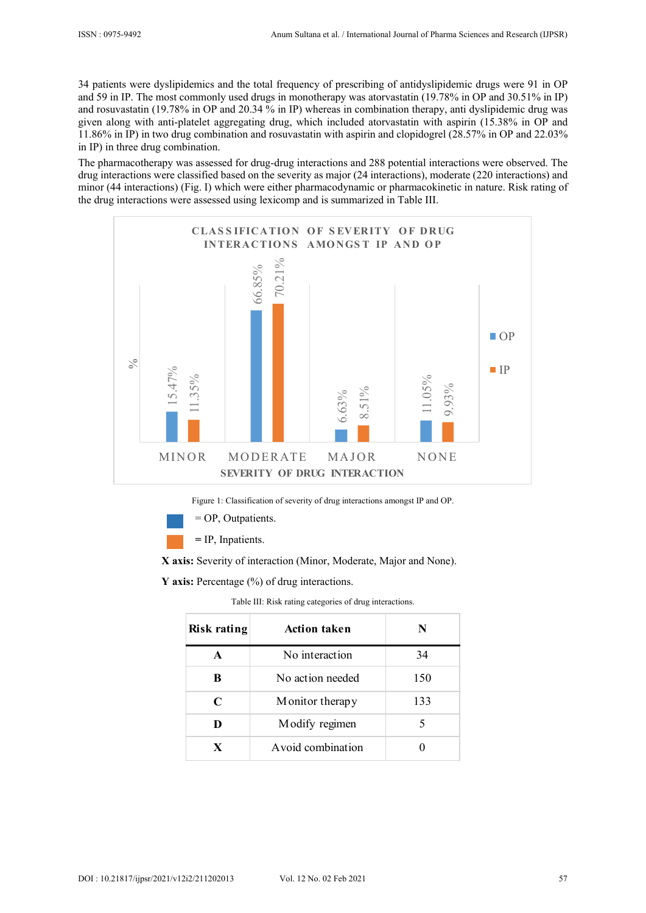34 patients were dyslipidemics and the total frequency of prescribing of antidyslipidemic drugs were 91 in OP and 59 in IP. The most commonly used drugs in monotherapy was atorvastatin (19.78% in OP and 30.51% in IP) and rosuvastatin (19.78% in OP and 20.34 % in IP) whereas in combination therapy, anti dyslipidemic drug was given along with anti-platelet aggregating drug, which included atorvastatin with aspirin (15.38% in OP and 11.86% in IP) in two drug combination and rosuvastatin with aspirin and clopidogrel (28.57% in OP and 22.03% in IP) in three drug combination.

The pharmacotherapy was assessed for drug-drug interactions and 288 potential interactions were observed. The drug interactions were classified based on the severity as major (24 interactions), moderate (220 interactions) and minor (44 interactions) (Fig. I) which were either pharmacodynamic or pharmacokinetic in nature. Risk rating of the drug interactions were assessed using lexicomp and is summarized in Table III.

CLASSIFICATION OF SEVERITY OF DRUG INTERACTIONS AMONGST IP AND OP

| Severity of drug interaction | OP | IP |
|---|---|---|
| MINOR | 15.47% | 11.35% |
| MODERATE | 66.85% | 70.21% |
| MAJOR | 6.63% | 8.51% |
| NONE | 11.05% | 9.93% |

Figure 1: Classification of severity of drug interactions amongst IP and OP.

= OP, Outpatients.

= IP, Inpatients.

**X axis:** Severity of interaction (Minor, Moderate, Major and None).

**Y axis:** Percentage (%) of drug interactions.

Table III: Risk rating categories of drug interactions.

| Risk rating | Action taken | N |
|---|---|---|
| **A** | No interaction | 34 |
| **B** | No action needed | 150 |
| **C** | Monitor therapy | 133 |
| **D** | Modify regimen | 5 |
| **X** | Avoid combination | 0 |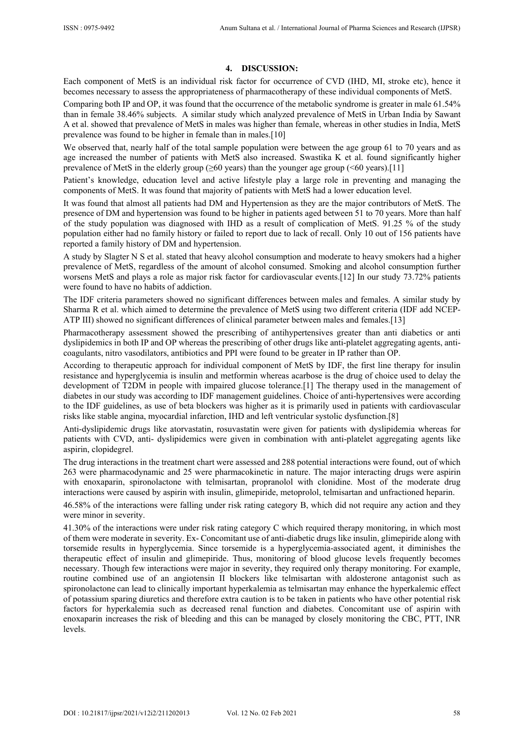## 4. DISCUSSION:

Each component of MetS is an individual risk factor for occurrence of CVD (IHD, MI, stroke etc), hence it becomes necessary to assess the appropriateness of pharmacotherapy of these individual components of MetS.

Comparing both IP and OP, it was found that the occurrence of the metabolic syndrome is greater in male 61.54% than in female 38.46% subjects. A similar study which analyzed prevalence of MetS in Urban India by Sawant A et al. showed that prevalence of MetS in males was higher than female, whereas in other studies in India, MetS prevalence was found to be higher in female than in males.[10]

We observed that, nearly half of the total sample population were between the age group 61 to 70 years and as age increased the number of patients with MetS also increased. Swastika K et al. found significantly higher prevalence of MetS in the elderly group (≥60 years) than the younger age group (<60 years).[11]

Patient's knowledge, education level and active lifestyle play a large role in preventing and managing the components of MetS. It was found that majority of patients with MetS had a lower education level.

It was found that almost all patients had DM and Hypertension as they are the major contributors of MetS. The presence of DM and hypertension was found to be higher in patients aged between 51 to 70 years. More than half of the study population was diagnosed with IHD as a result of complication of MetS. 91.25 % of the study population either had no family history or failed to report due to lack of recall. Only 10 out of 156 patients have reported a family history of DM and hypertension.

A study by Slagter N S et al. stated that heavy alcohol consumption and moderate to heavy smokers had a higher prevalence of MetS, regardless of the amount of alcohol consumed. Smoking and alcohol consumption further worsens MetS and plays a role as major risk factor for cardiovascular events.[12] In our study 73.72% patients were found to have no habits of addiction.

The IDF criteria parameters showed no significant differences between males and females. A similar study by Sharma R et al. which aimed to determine the prevalence of MetS using two different criteria (IDF add NCEP-ATP III) showed no significant differences of clinical parameter between males and females.[13]

Pharmacotherapy assessment showed the prescribing of antihypertensives greater than anti diabetics or anti dyslipidemics in both IP and OP whereas the prescribing of other drugs like anti-platelet aggregating agents, anti-coagulants, nitro vasodilators, antibiotics and PPI were found to be greater in IP rather than OP.

According to therapeutic approach for individual component of MetS by IDF, the first line therapy for insulin resistance and hyperglycemia is insulin and metformin whereas acarbose is the drug of choice used to delay the development of T2DM in people with impaired glucose tolerance.[1] The therapy used in the management of diabetes in our study was according to IDF management guidelines. Choice of anti-hypertensives were according to the IDF guidelines, as use of beta blockers was higher as it is primarily used in patients with cardiovascular risks like stable angina, myocardial infarction, IHD and left ventricular systolic dysfunction.[8]

Anti-dyslipidemic drugs like atorvastatin, rosuvastatin were given for patients with dyslipidemia whereas for patients with CVD, anti- dyslipidemics were given in combination with anti-platelet aggregating agents like aspirin, clopidegrel.

The drug interactions in the treatment chart were assessed and 288 potential interactions were found, out of which 263 were pharmacodynamic and 25 were pharmacokinetic in nature. The major interacting drugs were aspirin with enoxaparin, spironolactone with telmisartan, propranolol with clonidine. Most of the moderate drug interactions were caused by aspirin with insulin, glimepiride, metoprolol, telmisartan and unfractioned heparin.

46.58% of the interactions were falling under risk rating category B, which did not require any action and they were minor in severity.

41.30% of the interactions were under risk rating category C which required therapy monitoring, in which most of them were moderate in severity. Ex- Concomitant use of anti-diabetic drugs like insulin, glimepiride along with torsemide results in hyperglycemia. Since torsemide is a hyperglycemia-associated agent, it diminishes the therapeutic effect of insulin and glimepiride. Thus, monitoring of blood glucose levels frequently becomes necessary. Though few interactions were major in severity, they required only therapy monitoring. For example, routine combined use of an angiotensin II blockers like telmisartan with aldosterone antagonist such as spironolactone can lead to clinically important hyperkalemia as telmisartan may enhance the hyperkalemic effect of potassium sparing diuretics and therefore extra caution is to be taken in patients who have other potential risk factors for hyperkalemia such as decreased renal function and diabetes. Concomitant use of aspirin with enoxaparin increases the risk of bleeding and this can be managed by closely monitoring the CBC, PTT, INR levels.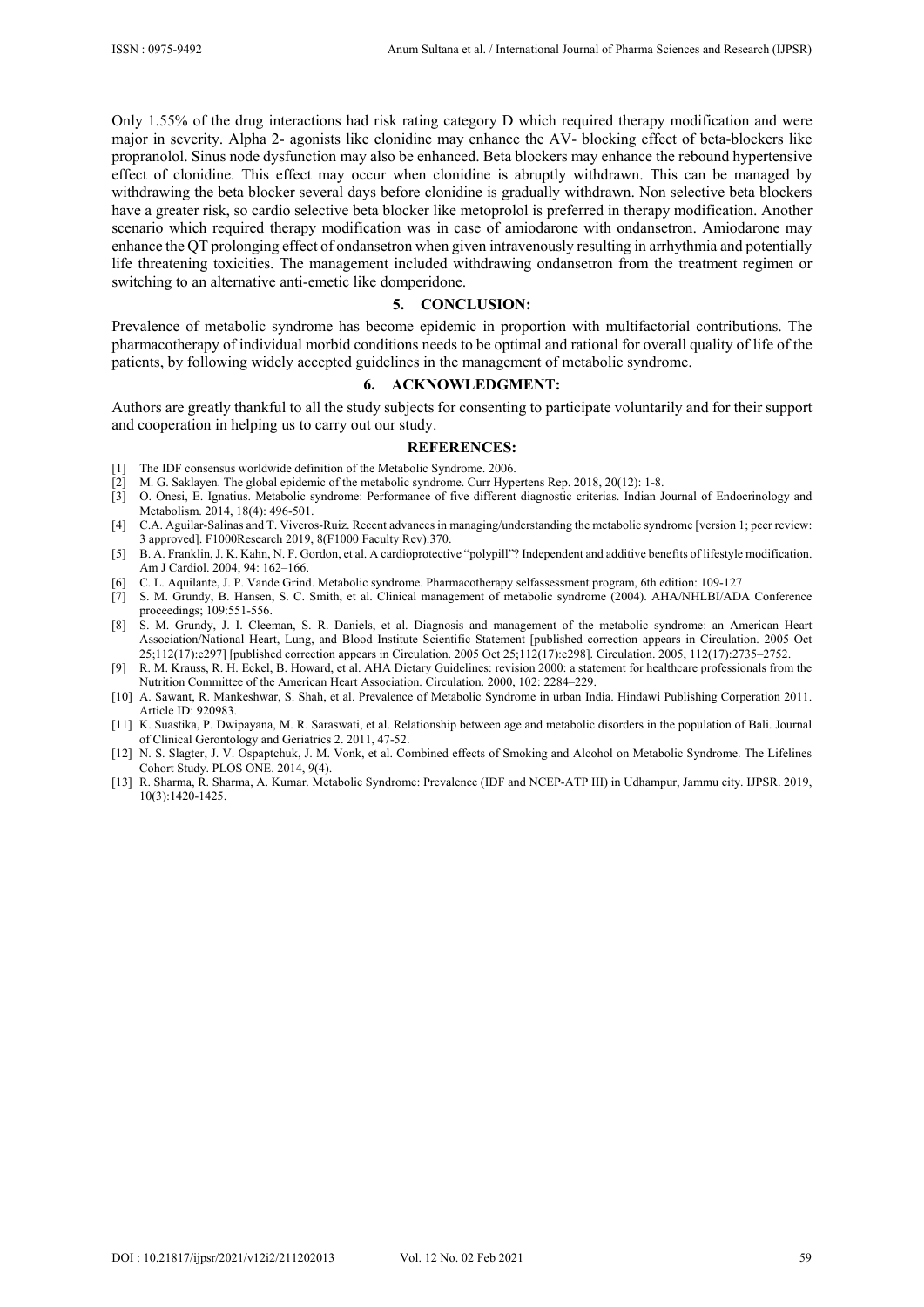Only 1.55% of the drug interactions had risk rating category D which required therapy modification and were major in severity. Alpha 2- agonists like clonidine may enhance the AV- blocking effect of beta-blockers like propranolol. Sinus node dysfunction may also be enhanced. Beta blockers may enhance the rebound hypertensive effect of clonidine. This effect may occur when clonidine is abruptly withdrawn. This can be managed by withdrawing the beta blocker several days before clonidine is gradually withdrawn. Non selective beta blockers have a greater risk, so cardio selective beta blocker like metoprolol is preferred in therapy modification. Another scenario which required therapy modification was in case of amiodarone with ondansetron. Amiodarone may enhance the QT prolonging effect of ondansetron when given intravenously resulting in arrhythmia and potentially life threatening toxicities. The management included withdrawing ondansetron from the treatment regimen or switching to an alternative anti-emetic like domperidone.

## 5. CONCLUSION:

Prevalence of metabolic syndrome has become epidemic in proportion with multifactorial contributions. The pharmacotherapy of individual morbid conditions needs to be optimal and rational for overall quality of life of the patients, by following widely accepted guidelines in the management of metabolic syndrome.

## 6. ACKNOWLEDGMENT:

Authors are greatly thankful to all the study subjects for consenting to participate voluntarily and for their support and cooperation in helping us to carry out our study.

## REFERENCES:

[1] The IDF consensus worldwide definition of the Metabolic Syndrome. 2006.

[2] M. G. Saklayen. The global epidemic of the metabolic syndrome. Curr Hypertens Rep. 2018, 20(12): 1-8.

[3] O. Onesi, E. Ignatius. Metabolic syndrome: Performance of five different diagnostic criterias. Indian Journal of Endocrinology and Metabolism. 2014, 18(4): 496-501.

[4] C.A. Aguilar-Salinas and T. Viveros-Ruiz. Recent advances in managing/understanding the metabolic syndrome [version 1; peer review: 3 approved]. F1000Research 2019, 8(F1000 Faculty Rev):370.

[5] B. A. Franklin, J. K. Kahn, N. F. Gordon, et al. A cardioprotective "polypill"? Independent and additive benefits of lifestyle modification. Am J Cardiol. 2004, 94: 162–166.

[6] C. L. Aquilante, J. P. Vande Grind. Metabolic syndrome. Pharmacotherapy selfassessment program, 6th edition: 109-127

[7] S. M. Grundy, B. Hansen, S. C. Smith, et al. Clinical management of metabolic syndrome (2004). AHA/NHLBI/ADA Conference proceedings; 109:551-556.

[8] S. M. Grundy, J. I. Cleeman, S. R. Daniels, et al. Diagnosis and management of the metabolic syndrome: an American Heart Association/National Heart, Lung, and Blood Institute Scientific Statement [published correction appears in Circulation. 2005 Oct 25;112(17):e297] [published correction appears in Circulation. 2005 Oct 25;112(17):e298]. Circulation. 2005, 112(17):2735–2752.

[9] R. M. Krauss, R. H. Eckel, B. Howard, et al. AHA Dietary Guidelines: revision 2000: a statement for healthcare professionals from the Nutrition Committee of the American Heart Association. Circulation. 2000, 102: 2284–229.

[10] A. Sawant, R. Mankeshwar, S. Shah, et al. Prevalence of Metabolic Syndrome in urban India. Hindawi Publishing Corperation 2011. Article ID: 920983.

[11] K. Suastika, P. Dwipayana, M. R. Saraswati, et al. Relationship between age and metabolic disorders in the population of Bali. Journal of Clinical Gerontology and Geriatrics 2. 2011, 47-52.

[12] N. S. Slagter, J. V. Ospaptchuk, J. M. Vonk, et al. Combined effects of Smoking and Alcohol on Metabolic Syndrome. The Lifelines Cohort Study. PLOS ONE. 2014, 9(4).

[13] R. Sharma, R. Sharma, A. Kumar. Metabolic Syndrome: Prevalence (IDF and NCEP-ATP III) in Udhampur, Jammu city. IJPSR. 2019, 10(3):1420-1425.